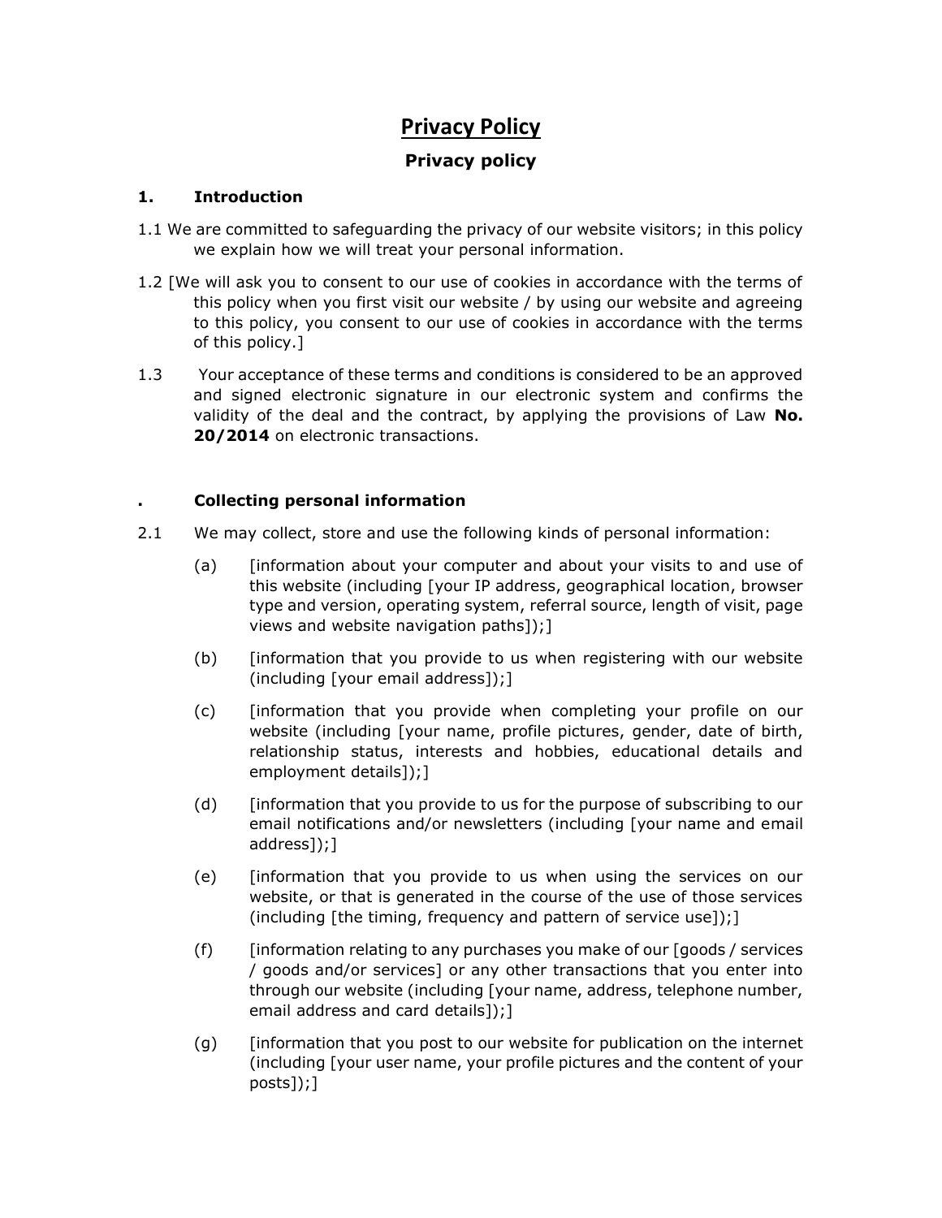# Privacy Policy

## Privacy policy

### 1. Introduction

1.1 We are committed to safeguarding the privacy of our website visitors; in this policy we explain how we will treat your personal information.

1.2 [We will ask you to consent to our use of cookies in accordance with the terms of this policy when you first visit our website / by using our website and agreeing to this policy, you consent to our use of cookies in accordance with the terms of this policy.]

1.3 Your acceptance of these terms and conditions is considered to be an approved and signed electronic signature in our electronic system and confirms the validity of the deal and the contract, by applying the provisions of Law **No. 20/2014** on electronic transactions.

### . Collecting personal information

2.1 We may collect, store and use the following kinds of personal information:

(a) [information about your computer and about your visits to and use of this website (including [your IP address, geographical location, browser type and version, operating system, referral source, length of visit, page views and website navigation paths]);]

(b) [information that you provide to us when registering with our website (including [your email address]);]

(c) [information that you provide when completing your profile on our website (including [your name, profile pictures, gender, date of birth, relationship status, interests and hobbies, educational details and employment details]);]

(d) [information that you provide to us for the purpose of subscribing to our email notifications and/or newsletters (including [your name and email address]);]

(e) [information that you provide to us when using the services on our website, or that is generated in the course of the use of those services (including [the timing, frequency and pattern of service use]);]

(f) [information relating to any purchases you make of our [goods / services / goods and/or services] or any other transactions that you enter into through our website (including [your name, address, telephone number, email address and card details]);]

(g) [information that you post to our website for publication on the internet (including [your user name, your profile pictures and the content of your posts]);]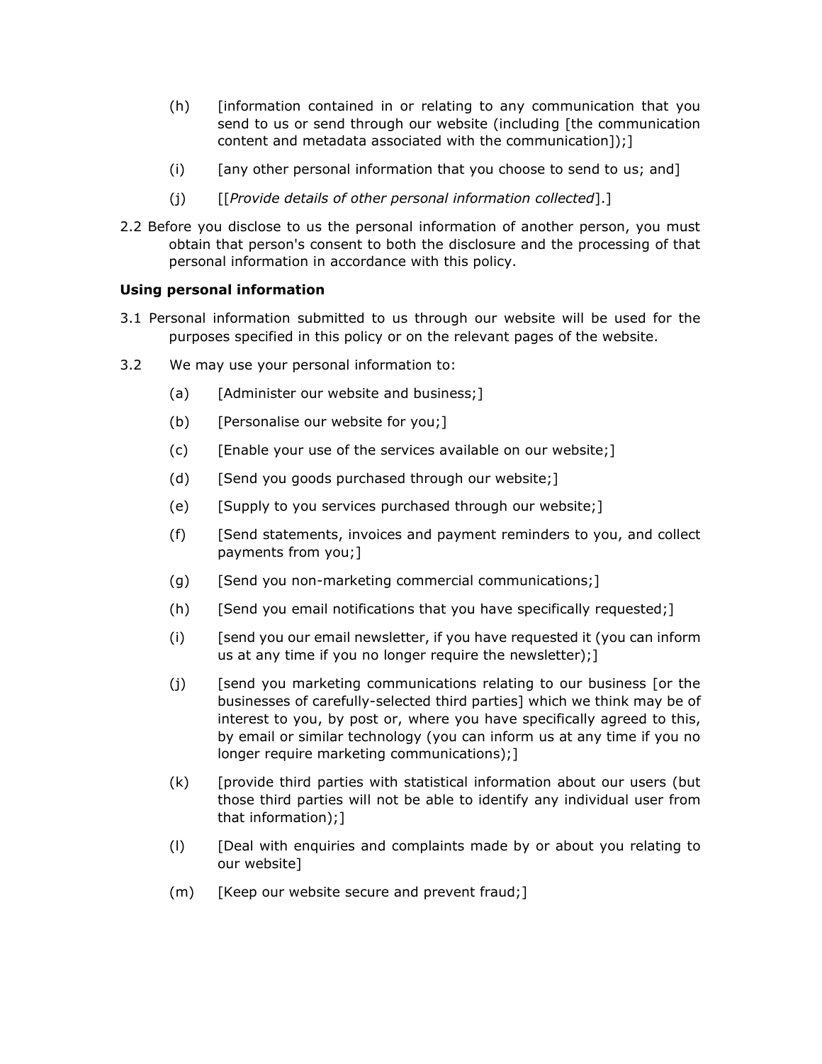(h) [information contained in or relating to any communication that you send to us or send through our website (including [the communication content and metadata associated with the communication]);]

(i) [any other personal information that you choose to send to us; and]

(j) [[*Provide details of other personal information collected*].]

2.2 Before you disclose to us the personal information of another person, you must obtain that person's consent to both the disclosure and the processing of that personal information in accordance with this policy.

**Using personal information**

3.1 Personal information submitted to us through our website will be used for the purposes specified in this policy or on the relevant pages of the website.

3.2 We may use your personal information to:

(a) [Administer our website and business;]

(b) [Personalise our website for you;]

(c) [Enable your use of the services available on our website;]

(d) [Send you goods purchased through our website;]

(e) [Supply to you services purchased through our website;]

(f) [Send statements, invoices and payment reminders to you, and collect payments from you;]

(g) [Send you non-marketing commercial communications;]

(h) [Send you email notifications that you have specifically requested;]

(i) [send you our email newsletter, if you have requested it (you can inform us at any time if you no longer require the newsletter);]

(j) [send you marketing communications relating to our business [or the businesses of carefully-selected third parties] which we think may be of interest to you, by post or, where you have specifically agreed to this, by email or similar technology (you can inform us at any time if you no longer require marketing communications);]

(k) [provide third parties with statistical information about our users (but those third parties will not be able to identify any individual user from that information);]

(l) [Deal with enquiries and complaints made by or about you relating to our website]

(m) [Keep our website secure and prevent fraud;]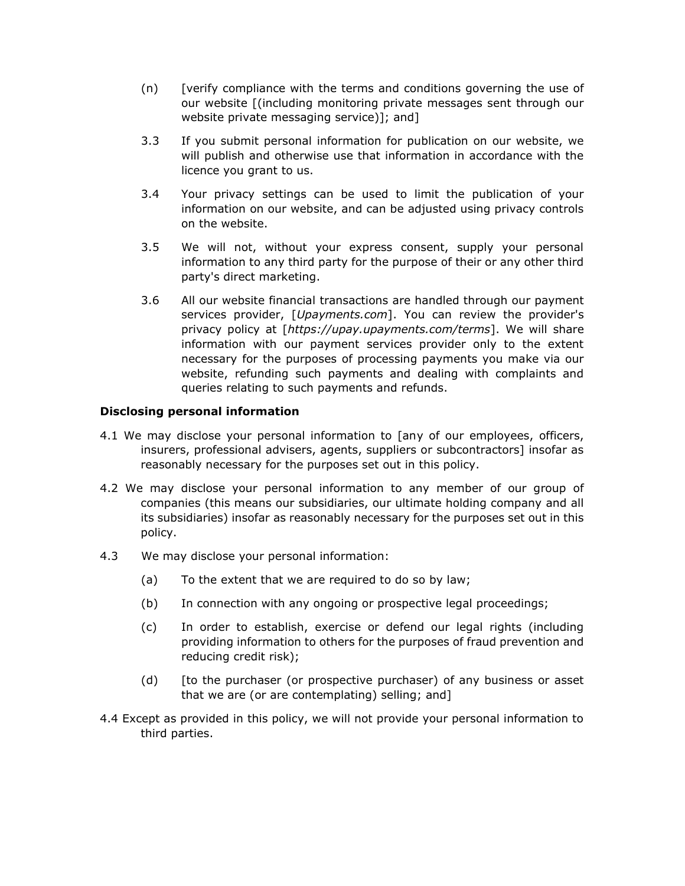(n) [verify compliance with the terms and conditions governing the use of our website [(including monitoring private messages sent through our website private messaging service)]; and]

3.3 If you submit personal information for publication on our website, we will publish and otherwise use that information in accordance with the licence you grant to us.

3.4 Your privacy settings can be used to limit the publication of your information on our website, and can be adjusted using privacy controls on the website.

3.5 We will not, without your express consent, supply your personal information to any third party for the purpose of their or any other third party's direct marketing.

3.6 All our website financial transactions are handled through our payment services provider, [*Upayments.com*]. You can review the provider's privacy policy at [*https://upay.upayments.com/terms*]. We will share information with our payment services provider only to the extent necessary for the purposes of processing payments you make via our website, refunding such payments and dealing with complaints and queries relating to such payments and refunds.

**Disclosing personal information**

4.1 We may disclose your personal information to [any of our employees, officers, insurers, professional advisers, agents, suppliers or subcontractors] insofar as reasonably necessary for the purposes set out in this policy.

4.2 We may disclose your personal information to any member of our group of companies (this means our subsidiaries, our ultimate holding company and all its subsidiaries) insofar as reasonably necessary for the purposes set out in this policy.

4.3 We may disclose your personal information:

(a) To the extent that we are required to do so by law;

(b) In connection with any ongoing or prospective legal proceedings;

(c) In order to establish, exercise or defend our legal rights (including providing information to others for the purposes of fraud prevention and reducing credit risk);

(d) [to the purchaser (or prospective purchaser) of any business or asset that we are (or are contemplating) selling; and]

4.4 Except as provided in this policy, we will not provide your personal information to third parties.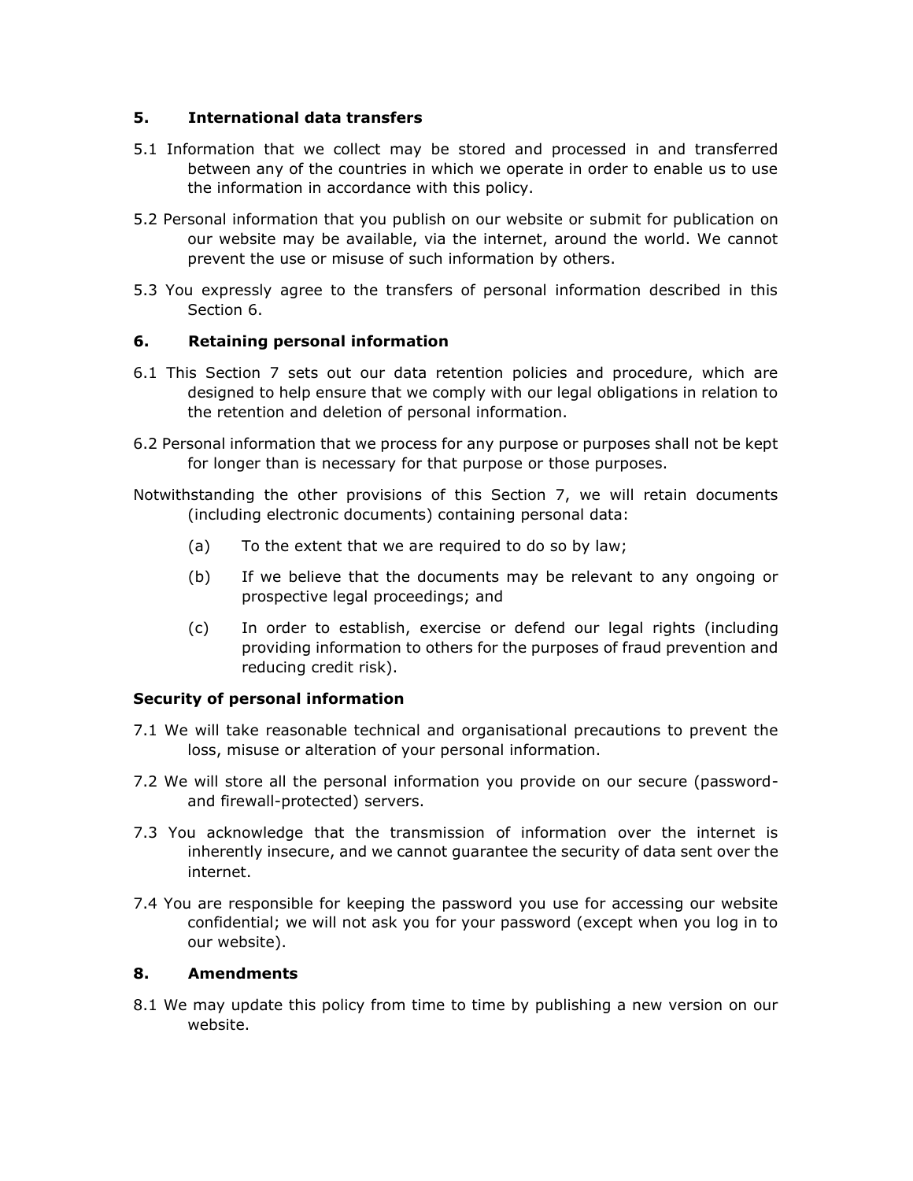## 5. International data transfers

5.1 Information that we collect may be stored and processed in and transferred between any of the countries in which we operate in order to enable us to use the information in accordance with this policy.

5.2 Personal information that you publish on our website or submit for publication on our website may be available, via the internet, around the world. We cannot prevent the use or misuse of such information by others.

5.3 You expressly agree to the transfers of personal information described in this Section 6.

## 6. Retaining personal information

6.1 This Section 7 sets out our data retention policies and procedure, which are designed to help ensure that we comply with our legal obligations in relation to the retention and deletion of personal information.

6.2 Personal information that we process for any purpose or purposes shall not be kept for longer than is necessary for that purpose or those purposes.

Notwithstanding the other provisions of this Section 7, we will retain documents (including electronic documents) containing personal data:

(a) To the extent that we are required to do so by law;

(b) If we believe that the documents may be relevant to any ongoing or prospective legal proceedings; and

(c) In order to establish, exercise or defend our legal rights (including providing information to others for the purposes of fraud prevention and reducing credit risk).

## Security of personal information

7.1 We will take reasonable technical and organisational precautions to prevent the loss, misuse or alteration of your personal information.

7.2 We will store all the personal information you provide on our secure (password- and firewall-protected) servers.

7.3 You acknowledge that the transmission of information over the internet is inherently insecure, and we cannot guarantee the security of data sent over the internet.

7.4 You are responsible for keeping the password you use for accessing our website confidential; we will not ask you for your password (except when you log in to our website).

## 8. Amendments

8.1 We may update this policy from time to time by publishing a new version on our website.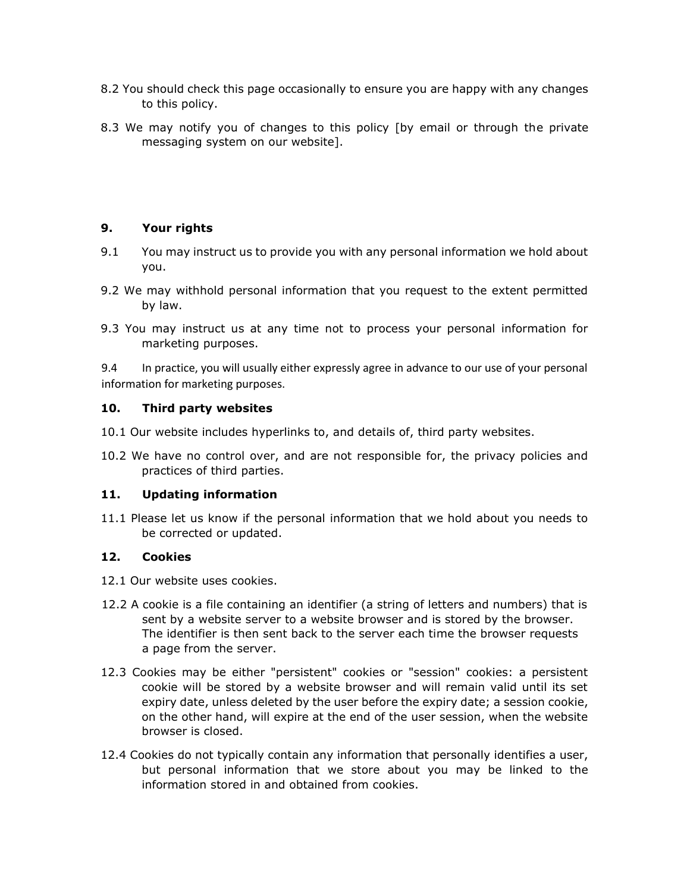8.2 You should check this page occasionally to ensure you are happy with any changes to this policy.

8.3 We may notify you of changes to this policy [by email or through the private messaging system on our website].

## 9. Your rights

9.1 You may instruct us to provide you with any personal information we hold about you.

9.2 We may withhold personal information that you request to the extent permitted by law.

9.3 You may instruct us at any time not to process your personal information for marketing purposes.

9.4 In practice, you will usually either expressly agree in advance to our use of your personal information for marketing purposes.

## 10. Third party websites

10.1 Our website includes hyperlinks to, and details of, third party websites.

10.2 We have no control over, and are not responsible for, the privacy policies and practices of third parties.

## 11. Updating information

11.1 Please let us know if the personal information that we hold about you needs to be corrected or updated.

## 12. Cookies

12.1 Our website uses cookies.

12.2 A cookie is a file containing an identifier (a string of letters and numbers) that is sent by a website server to a website browser and is stored by the browser. The identifier is then sent back to the server each time the browser requests a page from the server.

12.3 Cookies may be either "persistent" cookies or "session" cookies: a persistent cookie will be stored by a website browser and will remain valid until its set expiry date, unless deleted by the user before the expiry date; a session cookie, on the other hand, will expire at the end of the user session, when the website browser is closed.

12.4 Cookies do not typically contain any information that personally identifies a user, but personal information that we store about you may be linked to the information stored in and obtained from cookies.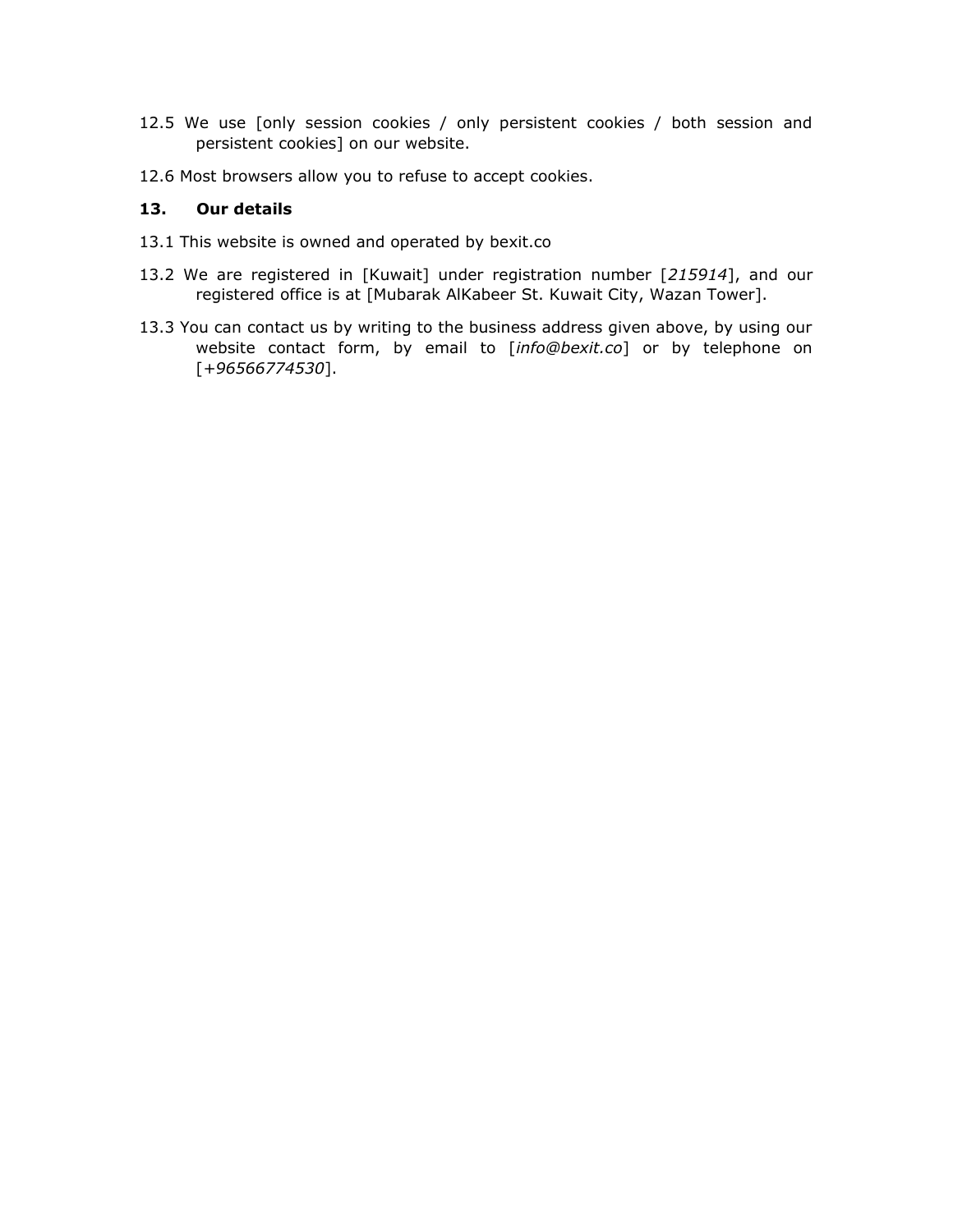12.5 We use [only session cookies / only persistent cookies / both session and persistent cookies] on our website.

12.6 Most browsers allow you to refuse to accept cookies.

## 13. Our details

13.1 This website is owned and operated by bexit.co

13.2 We are registered in [Kuwait] under registration number [*215914*], and our registered office is at [Mubarak AlKabeer St. Kuwait City, Wazan Tower].

13.3 You can contact us by writing to the business address given above, by using our website contact form, by email to [*info@bexit.co*] or by telephone on [*+96566774530*].